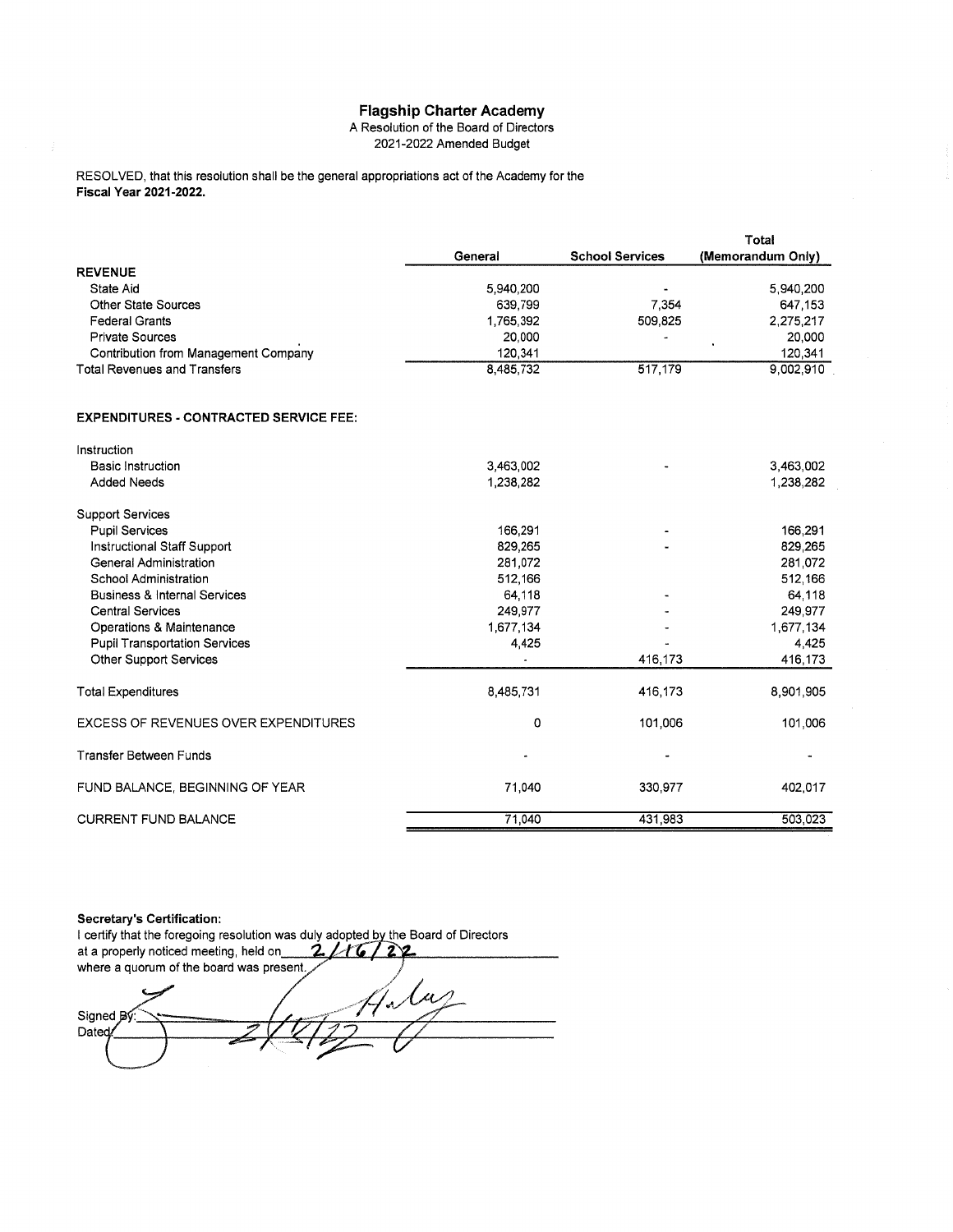# Flagship Charter Academy

A Resolution of the Board of Directors
2021-2022 Amended Budget

RESOLVED, that this resolution shall be the general appropriations act of the Academy for the **Fiscal Year 2021-2022.**

| | General | School Services | Total (Memorandum Only) |
|---|---|---|---|
| **REVENUE** | | | |
| State Aid | 5,940,200 | - | 5,940,200 |
| Other State Sources | 639,799 | 7,354 | 647,153 |
| Federal Grants | 1,765,392 | 509,825 | 2,275,217 |
| Private Sources | 20,000 | - | 20,000 |
| Contribution from Management Company | 120,341 | | 120,341 |
| Total Revenues and Transfers | 8,485,732 | 517,179 | 9,002,910 |
| | | | |
| **EXPENDITURES - CONTRACTED SERVICE FEE:** | | | |
| Instruction | | | |
| Basic Instruction | 3,463,002 | - | 3,463,002 |
| Added Needs | 1,238,282 | | 1,238,282 |
| Support Services | | | |
| Pupil Services | 166,291 | - | 166,291 |
| Instructional Staff Support | 829,265 | - | 829,265 |
| General Administration | 281,072 | | 281,072 |
| School Administration | 512,166 | | 512,166 |
| Business & Internal Services | 64,118 | - | 64,118 |
| Central Services | 249,977 | - | 249,977 |
| Operations & Maintenance | 1,677,134 | - | 1,677,134 |
| Pupil Transportation Services | 4,425 | - | 4,425 |
| Other Support Services | - | 416,173 | 416,173 |
| Total Expenditures | 8,485,731 | 416,173 | 8,901,905 |
| EXCESS OF REVENUES OVER EXPENDITURES | 0 | 101,006 | 101,006 |
| Transfer Between Funds | - | - | - |
| FUND BALANCE, BEGINNING OF YEAR | 71,040 | 330,977 | 402,017 |
| CURRENT FUND BALANCE | 71,040 | 431,983 | 503,023 |

**Secretary's Certification:**

I certify that the foregoing resolution was duly adopted by the Board of Directors at a properly noticed meeting, held on 2/16/22 where a quorum of the board was present.

Signed By: Haley

Dated: 2/16/22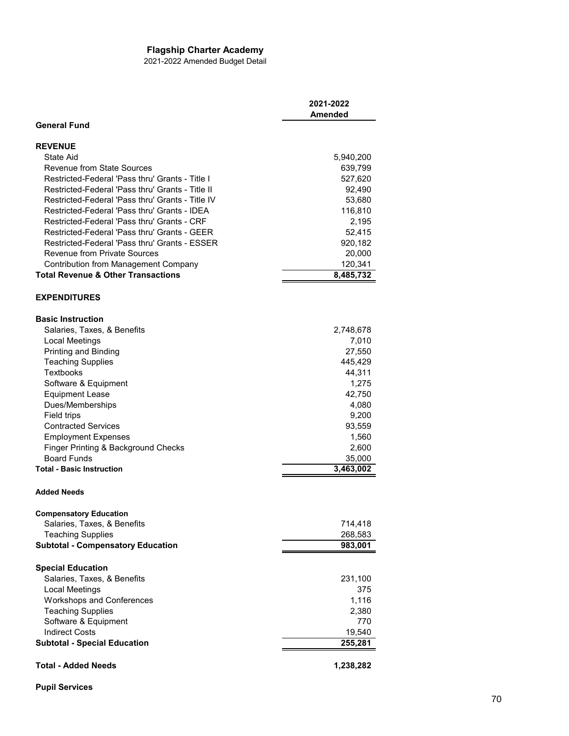# Flagship Charter Academy

2021-2022 Amended Budget Detail

| | 2021-2022 Amended |
|---|---|
| **General Fund** | |
| | |
| **REVENUE** | |
| State Aid | 5,940,200 |
| Revenue from State Sources | 639,799 |
| Restricted-Federal 'Pass thru' Grants - Title I | 527,620 |
| Restricted-Federal 'Pass thru' Grants - Title II | 92,490 |
| Restricted-Federal 'Pass thru' Grants - Title IV | 53,680 |
| Restricted-Federal 'Pass thru' Grants - IDEA | 116,810 |
| Restricted-Federal 'Pass thru' Grants - CRF | 2,195 |
| Restricted-Federal 'Pass thru' Grants - GEER | 52,415 |
| Restricted-Federal 'Pass thru' Grants - ESSER | 920,182 |
| Revenue from Private Sources | 20,000 |
| Contribution from Management Company | 120,341 |
| **Total Revenue & Other Transactions** | **8,485,732** |
| | |
| **EXPENDITURES** | |
| | |
| **Basic Instruction** | |
| Salaries, Taxes, & Benefits | 2,748,678 |
| Local Meetings | 7,010 |
| Printing and Binding | 27,550 |
| Teaching Supplies | 445,429 |
| Textbooks | 44,311 |
| Software & Equipment | 1,275 |
| Equipment Lease | 42,750 |
| Dues/Memberships | 4,080 |
| Field trips | 9,200 |
| Contracted Services | 93,559 |
| Employment Expenses | 1,560 |
| Finger Printing & Background Checks | 2,600 |
| Board Funds | 35,000 |
| **Total - Basic Instruction** | **3,463,002** |
| | |
| **Added Needs** | |
| | |
| **Compensatory Education** | |
| Salaries, Taxes, & Benefits | 714,418 |
| Teaching Supplies | 268,583 |
| **Subtotal - Compensatory Education** | **983,001** |
| | |
| **Special Education** | |
| Salaries, Taxes, & Benefits | 231,100 |
| Local Meetings | 375 |
| Workshops and Conferences | 1,116 |
| Teaching Supplies | 2,380 |
| Software & Equipment | 770 |
| Indirect Costs | 19,540 |
| **Subtotal - Special Education** | **255,281** |
| | |
| **Total - Added Needs** | **1,238,282** |
| | |
| **Pupil Services** | |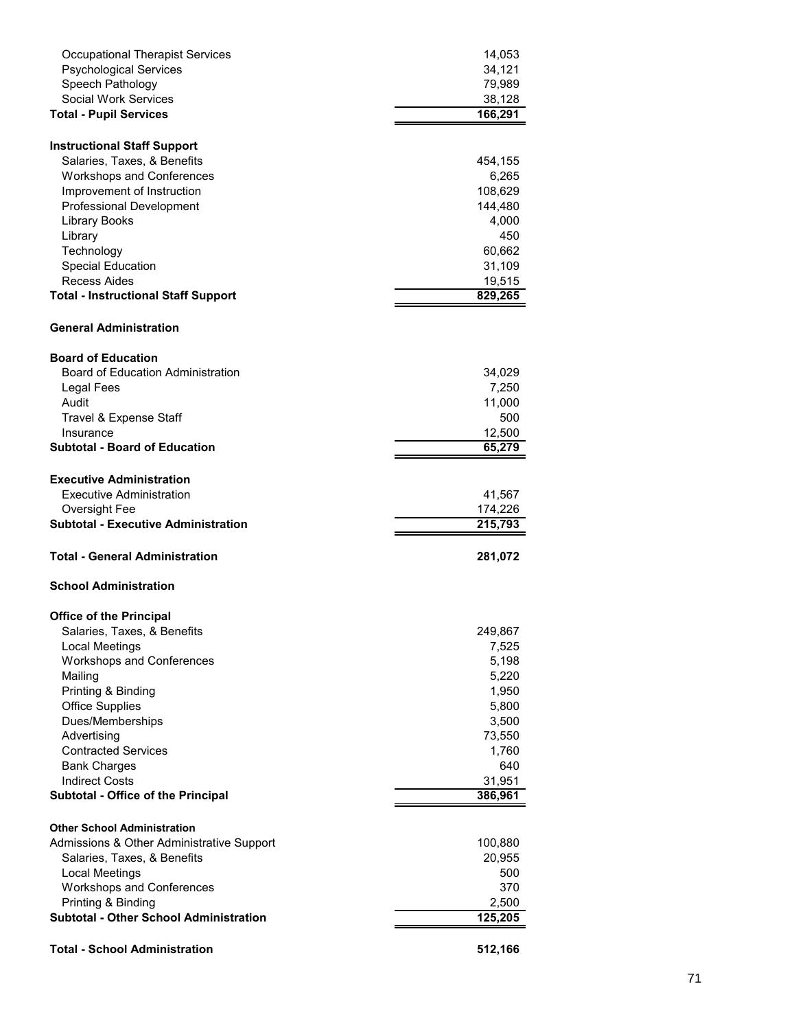| | |
|---|---:|
| Occupational Therapist Services | 14,053 |
| Psychological Services | 34,121 |
| Speech Pathology | 79,989 |
| Social Work Services | 38,128 |
| **Total - Pupil Services** | **166,291** |
| | |
| **Instructional Staff Support** | |
| Salaries, Taxes, & Benefits | 454,155 |
| Workshops and Conferences | 6,265 |
| Improvement of Instruction | 108,629 |
| Professional Development | 144,480 |
| Library Books | 4,000 |
| Library | 450 |
| Technology | 60,662 |
| Special Education | 31,109 |
| Recess Aides | 19,515 |
| **Total - Instructional Staff Support** | **829,265** |
| | |
| **General Administration** | |
| | |
| **Board of Education** | |
| Board of Education Administration | 34,029 |
| Legal Fees | 7,250 |
| Audit | 11,000 |
| Travel & Expense Staff | 500 |
| Insurance | 12,500 |
| **Subtotal - Board of Education** | **65,279** |
| | |
| **Executive Administration** | |
| Executive Administration | 41,567 |
| Oversight Fee | 174,226 |
| **Subtotal - Executive Administration** | **215,793** |
| | |
| **Total - General Administration** | **281,072** |
| | |
| **School Administration** | |
| | |
| **Office of the Principal** | |
| Salaries, Taxes, & Benefits | 249,867 |
| Local Meetings | 7,525 |
| Workshops and Conferences | 5,198 |
| Mailing | 5,220 |
| Printing & Binding | 1,950 |
| Office Supplies | 5,800 |
| Dues/Memberships | 3,500 |
| Advertising | 73,550 |
| Contracted Services | 1,760 |
| Bank Charges | 640 |
| Indirect Costs | 31,951 |
| **Subtotal - Office of the Principal** | **386,961** |
| | |
| **Other School Administration** | |
| Admissions & Other Administrative Support | 100,880 |
| Salaries, Taxes, & Benefits | 20,955 |
| Local Meetings | 500 |
| Workshops and Conferences | 370 |
| Printing & Binding | 2,500 |
| **Subtotal - Other School Administration** | **125,205** |
| | |
| **Total - School Administration** | **512,166** |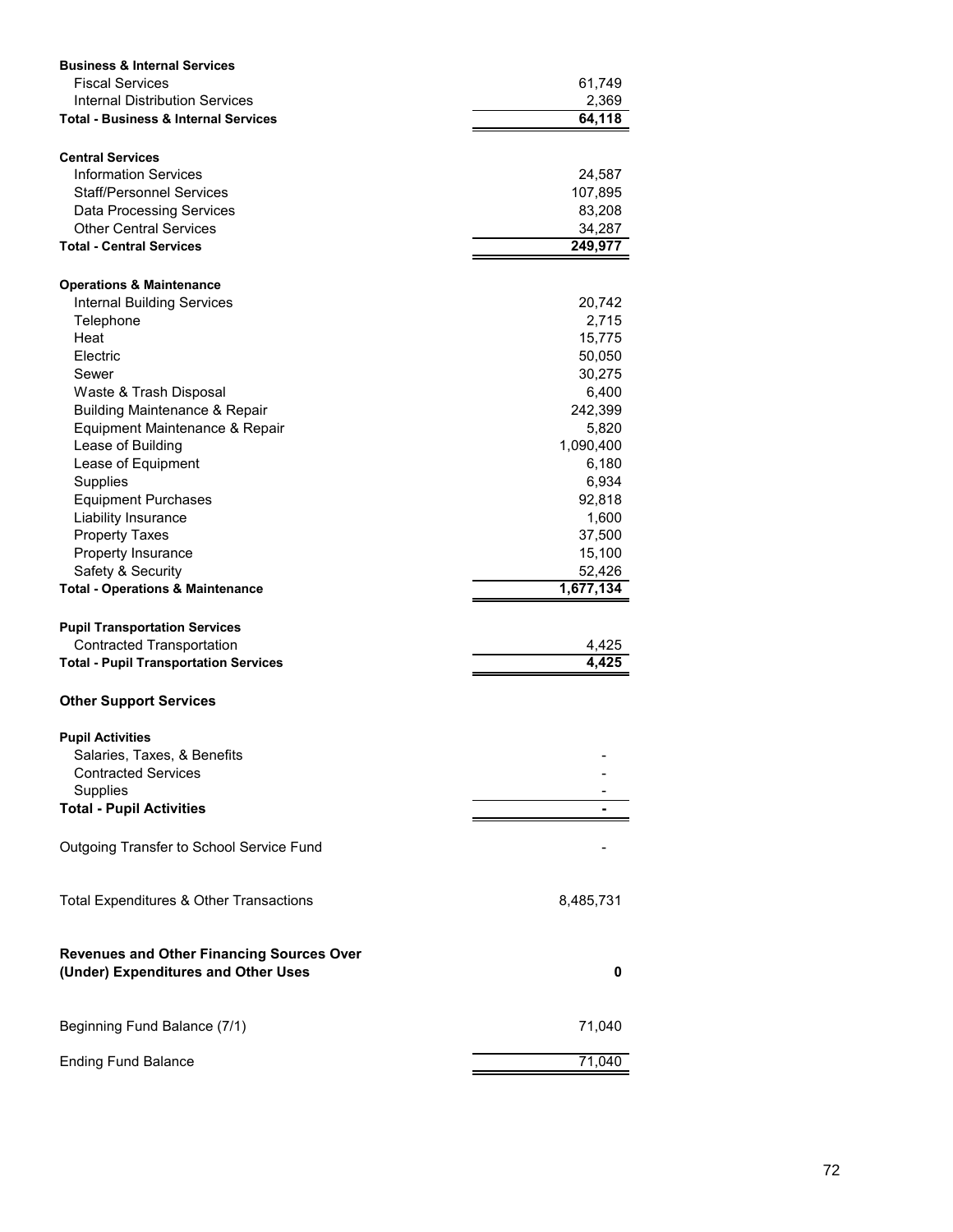| | |
|---|---|
| **Business & Internal Services** | |
| Fiscal Services | 61,749 |
| Internal Distribution Services | 2,369 |
| **Total - Business & Internal Services** | **64,118** |
| | |
| **Central Services** | |
| Information Services | 24,587 |
| Staff/Personnel Services | 107,895 |
| Data Processing Services | 83,208 |
| Other Central Services | 34,287 |
| **Total - Central Services** | **249,977** |
| | |
| **Operations & Maintenance** | |
| Internal Building Services | 20,742 |
| Telephone | 2,715 |
| Heat | 15,775 |
| Electric | 50,050 |
| Sewer | 30,275 |
| Waste & Trash Disposal | 6,400 |
| Building Maintenance & Repair | 242,399 |
| Equipment Maintenance & Repair | 5,820 |
| Lease of Building | 1,090,400 |
| Lease of Equipment | 6,180 |
| Supplies | 6,934 |
| Equipment Purchases | 92,818 |
| Liability Insurance | 1,600 |
| Property Taxes | 37,500 |
| Property Insurance | 15,100 |
| Safety & Security | 52,426 |
| **Total - Operations & Maintenance** | **1,677,134** |
| | |
| **Pupil Transportation Services** | |
| Contracted Transportation | 4,425 |
| **Total - Pupil Transportation Services** | **4,425** |
| | |
| **Other Support Services** | |
| | |
| **Pupil Activities** | |
| Salaries, Taxes, & Benefits | - |
| Contracted Services | - |
| Supplies | - |
| **Total - Pupil Activities** | **-** |
| | |
| Outgoing Transfer to School Service Fund | - |
| | |
| Total Expenditures & Other Transactions | 8,485,731 |
| | |
| **Revenues and Other Financing Sources Over (Under) Expenditures and Other Uses** | **0** |
| | |
| Beginning Fund Balance (7/1) | 71,040 |
| | |
| Ending Fund Balance | 71,040 |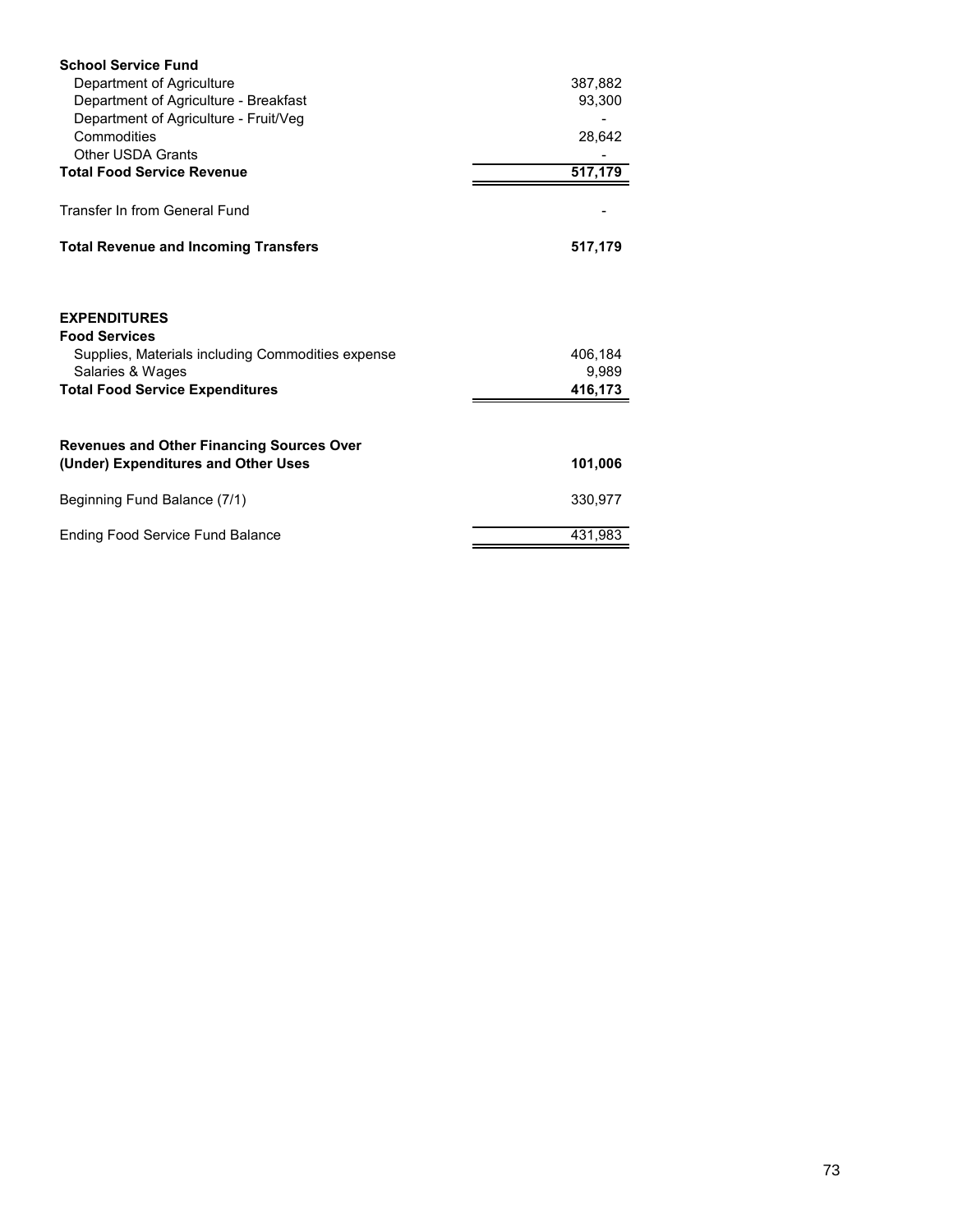| | |
|---|---|
| **School Service Fund** | |
| Department of Agriculture | 387,882 |
| Department of Agriculture - Breakfast | 93,300 |
| Department of Agriculture - Fruit/Veg | - |
| Commodities | 28,642 |
| Other USDA Grants | - |
| **Total Food Service Revenue** | **517,179** |
| | |
| Transfer In from General Fund | - |
| | |
| **Total Revenue and Incoming Transfers** | **517,179** |
| | |
| **EXPENDITURES** | |
| **Food Services** | |
| Supplies, Materials including Commodities expense | 406,184 |
| Salaries & Wages | 9,989 |
| **Total Food Service Expenditures** | **416,173** |
| | |
| **Revenues and Other Financing Sources Over (Under) Expenditures and Other Uses** | **101,006** |
| | |
| Beginning Fund Balance (7/1) | 330,977 |
| | |
| Ending Food Service Fund Balance | 431,983 |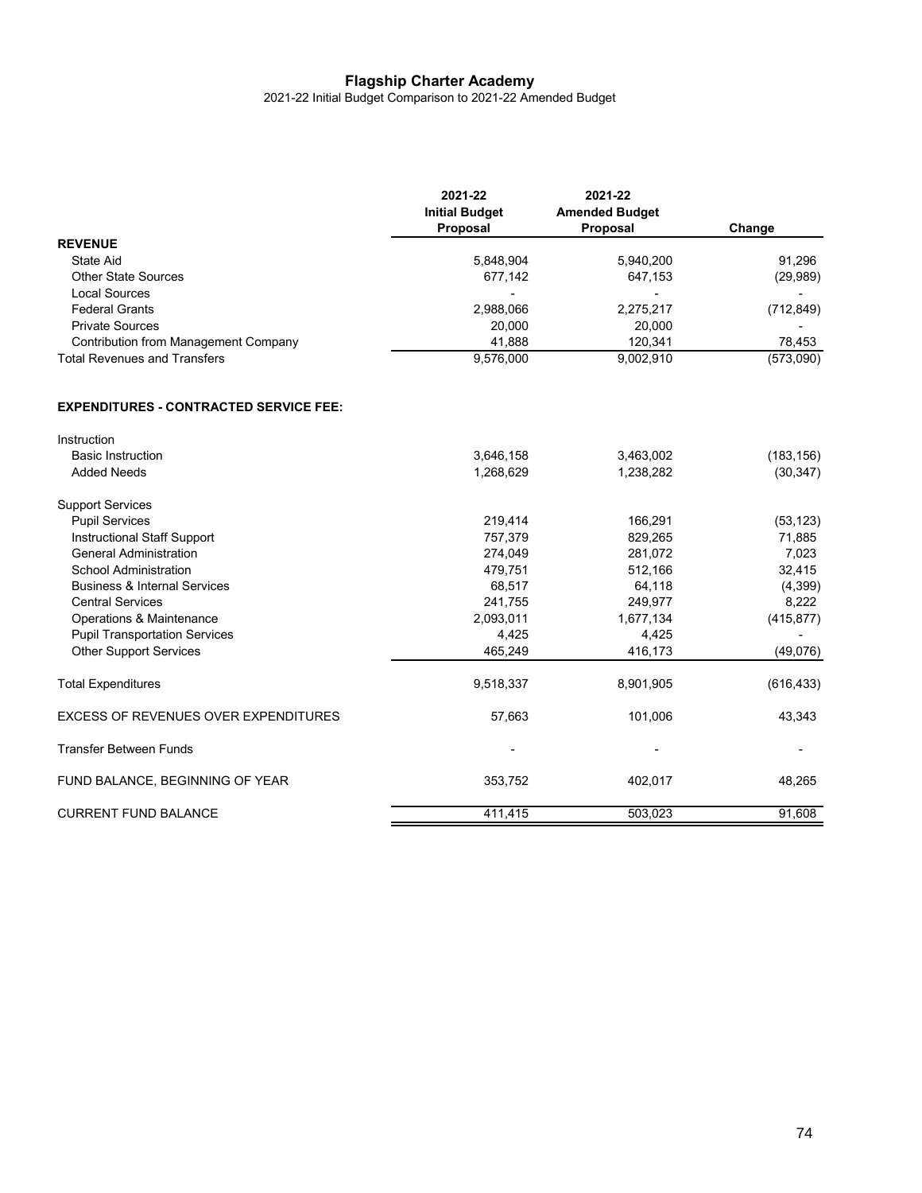# Flagship Charter Academy

2021-22 Initial Budget Comparison to 2021-22 Amended Budget

| | 2021-22 Initial Budget Proposal | 2021-22 Amended Budget Proposal | Change |
|---|---|---|---|
| **REVENUE** | | | |
| State Aid | 5,848,904 | 5,940,200 | 91,296 |
| Other State Sources | 677,142 | 647,153 | (29,989) |
| Local Sources | - | - | - |
| Federal Grants | 2,988,066 | 2,275,217 | (712,849) |
| Private Sources | 20,000 | 20,000 | - |
| Contribution from Management Company | 41,888 | 120,341 | 78,453 |
| Total Revenues and Transfers | 9,576,000 | 9,002,910 | (573,090) |
| | | | |
| **EXPENDITURES - CONTRACTED SERVICE FEE:** | | | |
| | | | |
| Instruction | | | |
| Basic Instruction | 3,646,158 | 3,463,002 | (183,156) |
| Added Needs | 1,268,629 | 1,238,282 | (30,347) |
| | | | |
| Support Services | | | |
| Pupil Services | 219,414 | 166,291 | (53,123) |
| Instructional Staff Support | 757,379 | 829,265 | 71,885 |
| General Administration | 274,049 | 281,072 | 7,023 |
| School Administration | 479,751 | 512,166 | 32,415 |
| Business & Internal Services | 68,517 | 64,118 | (4,399) |
| Central Services | 241,755 | 249,977 | 8,222 |
| Operations & Maintenance | 2,093,011 | 1,677,134 | (415,877) |
| Pupil Transportation Services | 4,425 | 4,425 | - |
| Other Support Services | 465,249 | 416,173 | (49,076) |
| | | | |
| Total Expenditures | 9,518,337 | 8,901,905 | (616,433) |
| | | | |
| EXCESS OF REVENUES OVER EXPENDITURES | 57,663 | 101,006 | 43,343 |
| | | | |
| Transfer Between Funds | - | - | - |
| | | | |
| FUND BALANCE, BEGINNING OF YEAR | 353,752 | 402,017 | 48,265 |
| | | | |
| CURRENT FUND BALANCE | 411,415 | 503,023 | 91,608 |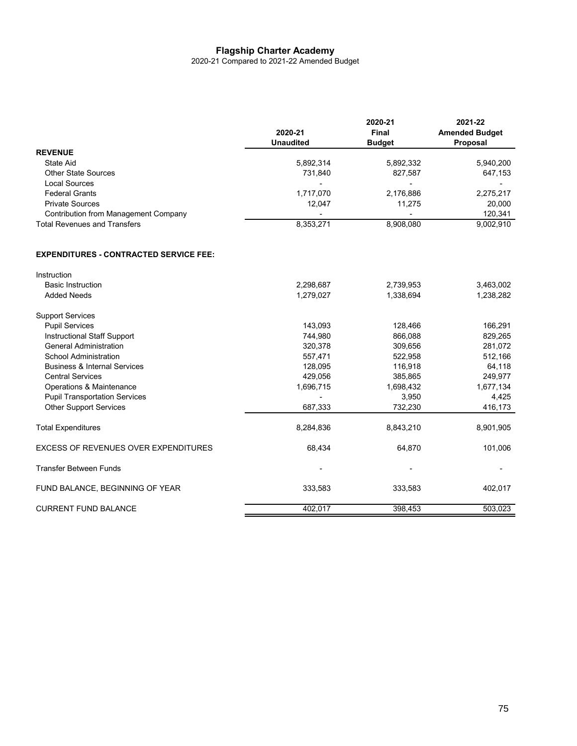# Flagship Charter Academy

2020-21 Compared to 2021-22 Amended Budget

| | 2020-21 Unaudited | 2020-21 Final Budget | 2021-22 Amended Budget Proposal |
|---|---|---|---|
| **REVENUE** | | | |
| State Aid | 5,892,314 | 5,892,332 | 5,940,200 |
| Other State Sources | 731,840 | 827,587 | 647,153 |
| Local Sources | - | - | - |
| Federal Grants | 1,717,070 | 2,176,886 | 2,275,217 |
| Private Sources | 12,047 | 11,275 | 20,000 |
| Contribution from Management Company | - | - | 120,341 |
| Total Revenues and Transfers | 8,353,271 | 8,908,080 | 9,002,910 |
| **EXPENDITURES - CONTRACTED SERVICE FEE:** | | | |
| Instruction | | | |
| Basic Instruction | 2,298,687 | 2,739,953 | 3,463,002 |
| Added Needs | 1,279,027 | 1,338,694 | 1,238,282 |
| Support Services | | | |
| Pupil Services | 143,093 | 128,466 | 166,291 |
| Instructional Staff Support | 744,980 | 866,088 | 829,265 |
| General Administration | 320,378 | 309,656 | 281,072 |
| School Administration | 557,471 | 522,958 | 512,166 |
| Business & Internal Services | 128,095 | 116,918 | 64,118 |
| Central Services | 429,056 | 385,865 | 249,977 |
| Operations & Maintenance | 1,696,715 | 1,698,432 | 1,677,134 |
| Pupil Transportation Services | - | 3,950 | 4,425 |
| Other Support Services | 687,333 | 732,230 | 416,173 |
| Total Expenditures | 8,284,836 | 8,843,210 | 8,901,905 |
| EXCESS OF REVENUES OVER EXPENDITURES | 68,434 | 64,870 | 101,006 |
| Transfer Between Funds | - | - | - |
| FUND BALANCE, BEGINNING OF YEAR | 333,583 | 333,583 | 402,017 |
| CURRENT FUND BALANCE | 402,017 | 398,453 | 503,023 |